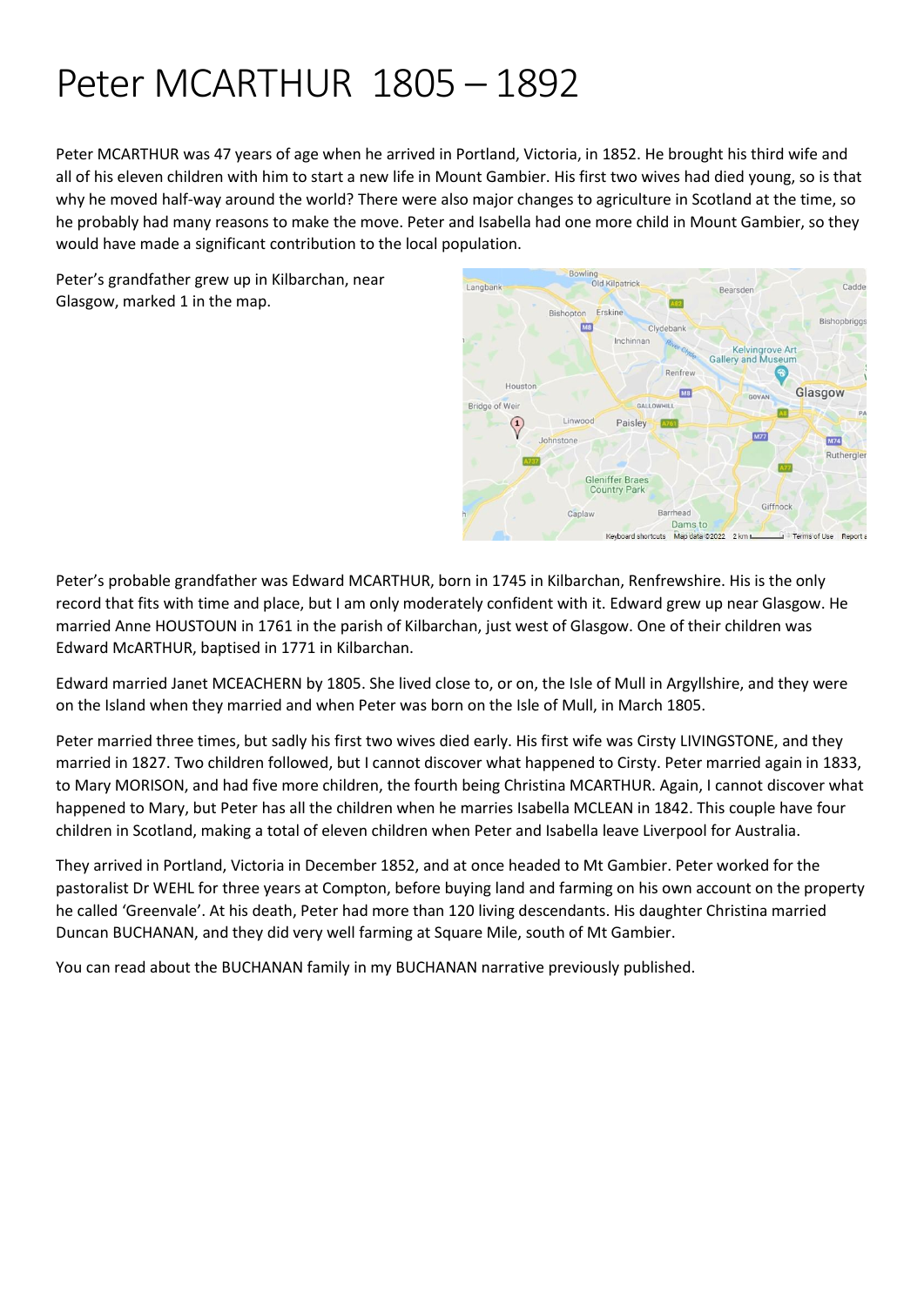# Peter MCARTHUR 1805 – 1892

Peter MCARTHUR was 47 years of age when he arrived in Portland, Victoria, in 1852. He brought his third wife and all of his eleven children with him to start a new life in Mount Gambier. His first two wives had died young, so is that why he moved half-way around the world? There were also major changes to agriculture in Scotland at the time, so he probably had many reasons to make the move. Peter and Isabella had one more child in Mount Gambier, so they would have made a significant contribution to the local population.

Peter's grandfather grew up in Kilbarchan, near Glasgow, marked 1 in the map.

Peter's probable grandfather was Edward MCARTHUR, born in 1745 in Kilbarchan, Renfrewshire. His is the only record that fits with time and place, but I am only moderately confident with it. Edward grew up near Glasgow. He married Anne HOUSTOUN in 1761 in the parish of Kilbarchan, just west of Glasgow. One of their children was Edward McARTHUR, baptised in 1771 in Kilbarchan.

Edward married Janet MCEACHERN by 1805. She lived close to, or on, the Isle of Mull in Argyllshire, and they were on the Island when they married and when Peter was born on the Isle of Mull, in March 1805.

Peter married three times, but sadly his first two wives died early. His first wife was Cirsty LIVINGSTONE, and they married in 1827. Two children followed, but I cannot discover what happened to Cirsty. Peter married again in 1833, to Mary MORISON, and had five more children, the fourth being Christina MCARTHUR. Again, I cannot discover what happened to Mary, but Peter has all the children when he marries Isabella MCLEAN in 1842. This couple have four children in Scotland, making a total of eleven children when Peter and Isabella leave Liverpool for Australia.

They arrived in Portland, Victoria in December 1852, and at once headed to Mt Gambier. Peter worked for the pastoralist Dr WEHL for three years at Compton, before buying land and farming on his own account on the property he called 'Greenvale'. At his death, Peter had more than 120 living descendants. His daughter Christina married Duncan BUCHANAN, and they did very well farming at Square Mile, south of Mt Gambier.

You can read about the BUCHANAN family in my BUCHANAN narrative previously published.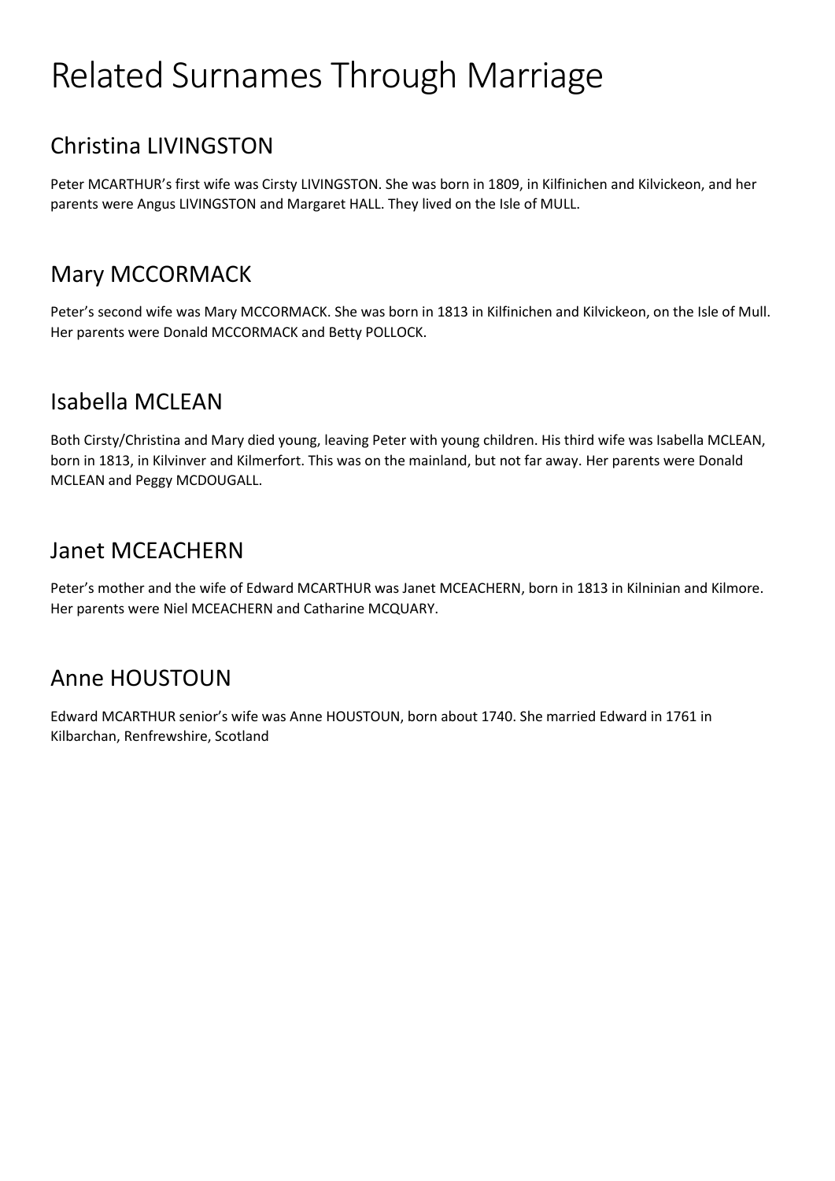# Related Surnames Through Marriage

## Christina LIVINGSTON

Peter MCARTHUR's first wife was Cirsty LIVINGSTON. She was born in 1809, in Kilfinichen and Kilvickeon, and her parents were Angus LIVINGSTON and Margaret HALL. They lived on the Isle of MULL.

## Mary MCCORMACK

Peter's second wife was Mary MCCORMACK. She was born in 1813 in Kilfinichen and Kilvickeon, on the Isle of Mull. Her parents were Donald MCCORMACK and Betty POLLOCK.

## Isabella MCLEAN

Both Cirsty/Christina and Mary died young, leaving Peter with young children. His third wife was Isabella MCLEAN, born in 1813, in Kilvinver and Kilmerfort. This was on the mainland, but not far away. Her parents were Donald MCLEAN and Peggy MCDOUGALL.

## Janet MCEACHERN

Peter's mother and the wife of Edward MCARTHUR was Janet MCEACHERN, born in 1813 in Kilninian and Kilmore. Her parents were Niel MCEACHERN and Catharine MCQUARY.

## Anne HOUSTOUN

Edward MCARTHUR senior's wife was Anne HOUSTOUN, born about 1740. She married Edward in 1761 in Kilbarchan, Renfrewshire, Scotland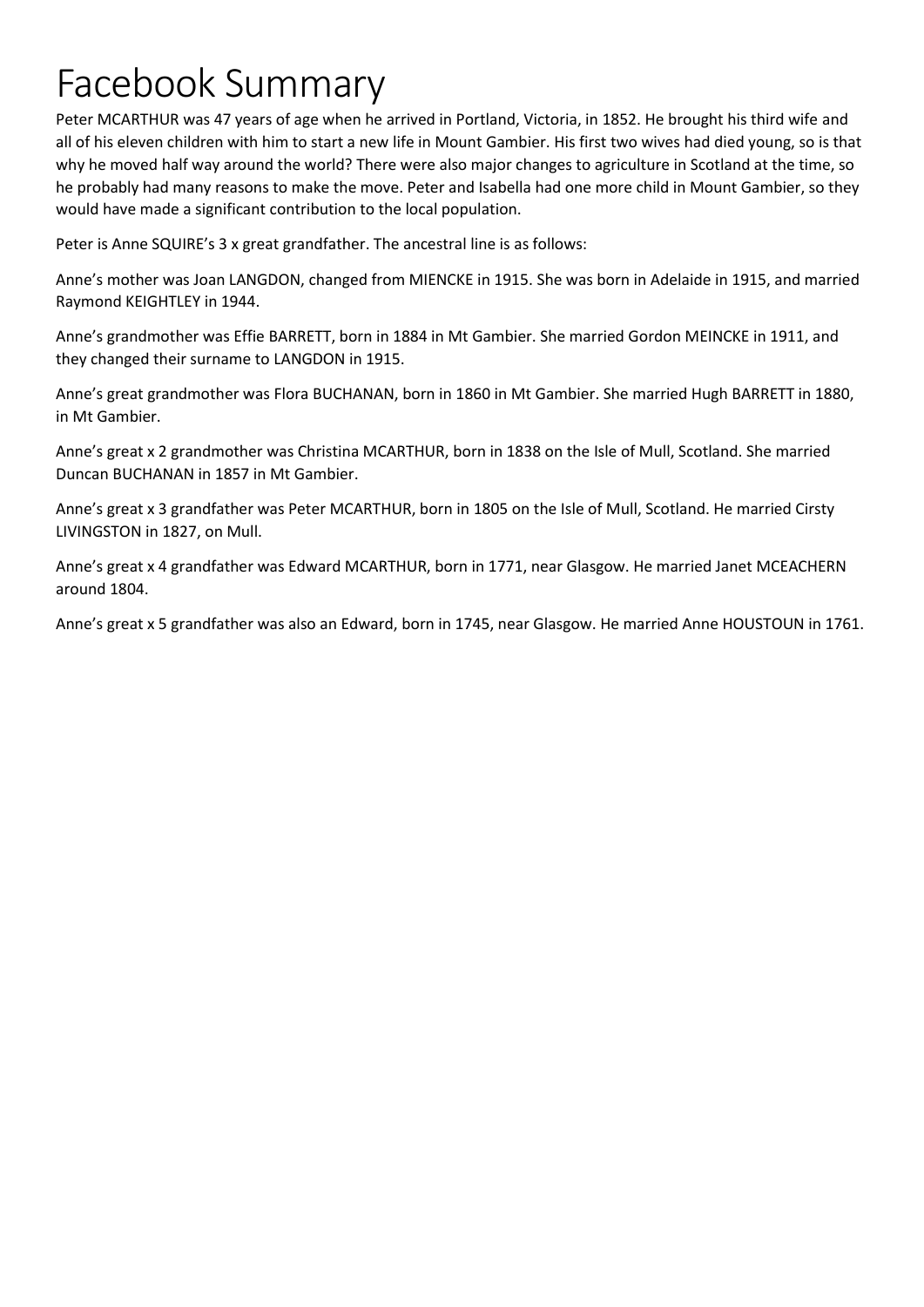# Facebook Summary

Peter MCARTHUR was 47 years of age when he arrived in Portland, Victoria, in 1852. He brought his third wife and all of his eleven children with him to start a new life in Mount Gambier. His first two wives had died young, so is that why he moved half way around the world? There were also major changes to agriculture in Scotland at the time, so he probably had many reasons to make the move. Peter and Isabella had one more child in Mount Gambier, so they would have made a significant contribution to the local population.

Peter is Anne SQUIRE's 3 x great grandfather. The ancestral line is as follows:

Anne's mother was Joan LANGDON, changed from MIENCKE in 1915. She was born in Adelaide in 1915, and married Raymond KEIGHTLEY in 1944.

Anne's grandmother was Effie BARRETT, born in 1884 in Mt Gambier. She married Gordon MEINCKE in 1911, and they changed their surname to LANGDON in 1915.

Anne's great grandmother was Flora BUCHANAN, born in 1860 in Mt Gambier. She married Hugh BARRETT in 1880, in Mt Gambier.

Anne's great x 2 grandmother was Christina MCARTHUR, born in 1838 on the Isle of Mull, Scotland. She married Duncan BUCHANAN in 1857 in Mt Gambier.

Anne's great x 3 grandfather was Peter MCARTHUR, born in 1805 on the Isle of Mull, Scotland. He married Cirsty LIVINGSTON in 1827, on Mull.

Anne's great x 4 grandfather was Edward MCARTHUR, born in 1771, near Glasgow. He married Janet MCEACHERN around 1804.

Anne's great x 5 grandfather was also an Edward, born in 1745, near Glasgow. He married Anne HOUSTOUN in 1761.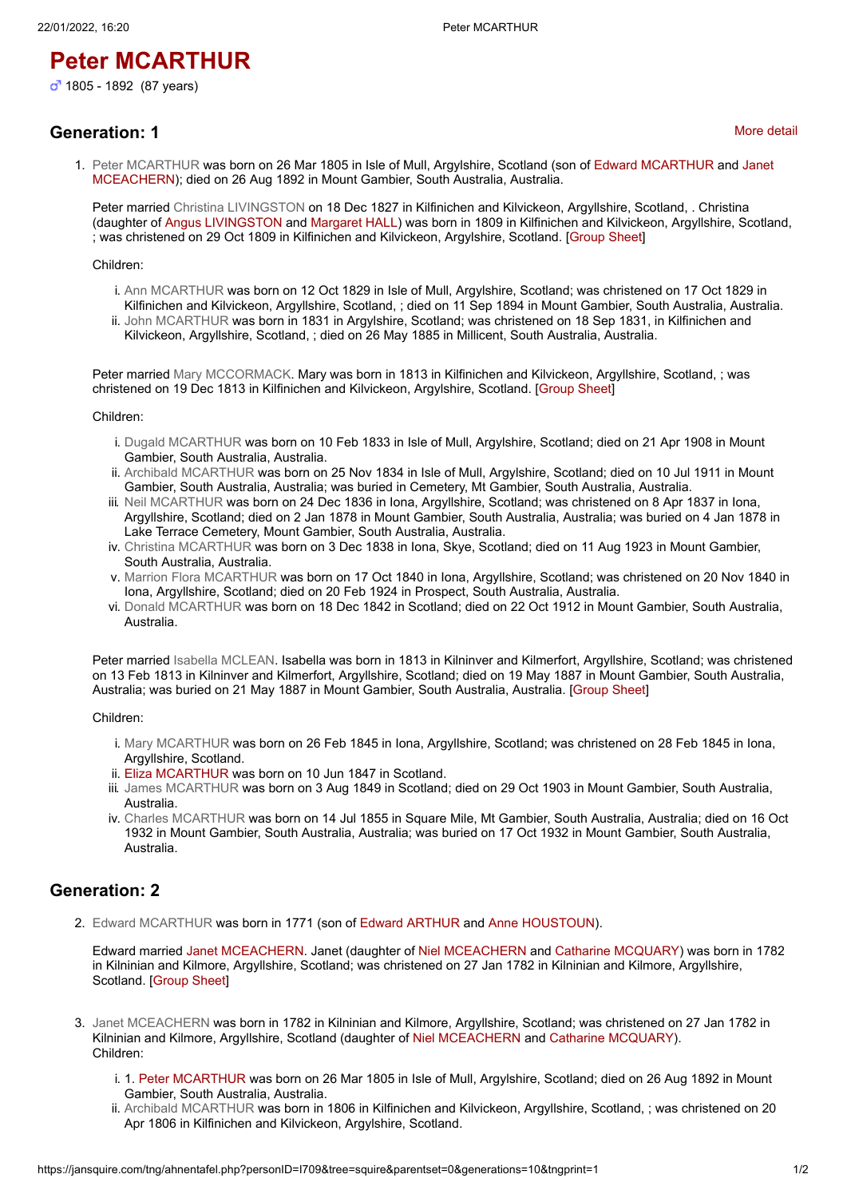# Peter MCARTHUR

♂ 1805 - 1892 (87 years)

## Generation: 1

More detail

1. Peter MCARTHUR was born on 26 Mar 1805 in Isle of Mull, Argylshire, Scotland (son of Edward MCARTHUR and Janet MCEACHERN); died on 26 Aug 1892 in Mount Gambier, South Australia, Australia.

   Peter married Christina LIVINGSTON on 18 Dec 1827 in Kilfinichen and Kilvickeon, Argyllshire, Scotland, . Christina (daughter of Angus LIVINGSTON and Margaret HALL) was born in 1809 in Kilfinichen and Kilvickeon, Argyllshire, Scotland, ; was christened on 29 Oct 1809 in Kilfinichen and Kilvickeon, Argyllshire, Scotland. [Group Sheet]

   Children:

   i. Ann MCARTHUR was born on 12 Oct 1829 in Isle of Mull, Argylshire, Scotland; was christened on 17 Oct 1829 in Kilfinichen and Kilvickeon, Argyllshire, Scotland, ; died on 11 Sep 1894 in Mount Gambier, South Australia, Australia.
   ii. John MCARTHUR was born in 1831 in Argyllshire, Scotland; was christened on 18 Sep 1831, in Kilfinichen and Kilvickeon, Argyllshire, Scotland, ; died on 26 May 1885 in Millicent, South Australia, Australia.

   Peter married Mary MCCORMACK. Mary was born in 1813 in Kilfinichen and Kilvickeon, Argyllshire, Scotland, ; was christened on 19 Dec 1813 in Kilfinichen and Kilvickeon, Argylshire, Scotland. [Group Sheet]

   Children:

   i. Dugald MCARTHUR was born on 10 Feb 1833 in Isle of Mull, Argylshire, Scotland; died on 21 Apr 1908 in Mount Gambier, South Australia, Australia.
   ii. Archibald MCARTHUR was born on 25 Nov 1834 in Isle of Mull, Argylshire, Scotland; died on 10 Jul 1911 in Mount Gambier, South Australia, Australia; was buried in Cemetery, Mt Gambier, South Australia, Australia.
   iii. Neil MCARTHUR was born on 24 Dec 1836 in Iona, Argyllshire, Scotland; was christened on 8 Apr 1837 in Iona, Argyllshire, Scotland; died on 2 Jan 1878 in Mount Gambier, South Australia, Australia; was buried on 4 Jan 1878 in Lake Terrace Cemetery, Mount Gambier, South Australia, Australia.
   iv. Christina MCARTHUR was born on 3 Dec 1838 in Iona, Skye, Scotland; died on 11 Aug 1923 in Mount Gambier, South Australia, Australia.
   v. Marrion Flora MCARTHUR was born on 17 Oct 1840 in Iona, Argyllshire, Scotland; was christened on 20 Nov 1840 in Iona, Argyllshire, Scotland; died on 20 Feb 1924 in Prospect, South Australia, Australia.
   vi. Donald MCARTHUR was born on 18 Dec 1842 in Scotland; died on 22 Oct 1912 in Mount Gambier, South Australia, Australia.

   Peter married Isabella MCLEAN. Isabella was born in 1813 in Kilninver and Kilmerfort, Argyllshire, Scotland; was christened on 13 Feb 1813 in Kilninver and Kilmerfort, Argyllshire, Scotland; died on 19 May 1887 in Mount Gambier, South Australia, Australia; was buried on 21 May 1887 in Mount Gambier, South Australia, Australia. [Group Sheet]

   Children:

   i. Mary MCARTHUR was born on 26 Feb 1845 in Iona, Argyllshire, Scotland; was christened on 28 Feb 1845 in Iona, Argyllshire, Scotland.
   ii. Eliza MCARTHUR was born on 10 Jun 1847 in Scotland.
   iii. James MCARTHUR was born on 3 Aug 1849 in Scotland; died on 29 Oct 1903 in Mount Gambier, South Australia, Australia.
   iv. Charles MCARTHUR was born on 14 Jul 1855 in Square Mile, Mt Gambier, South Australia, Australia; died on 16 Oct 1932 in Mount Gambier, South Australia, Australia; was buried on 17 Oct 1932 in Mount Gambier, South Australia, Australia.

## Generation: 2

2. Edward MCARTHUR was born in 1771 (son of Edward ARTHUR and Anne HOUSTOUN).

   Edward married Janet MCEACHERN. Janet (daughter of Niel MCEACHERN and Catharine MCQUARY) was born in 1782 in Kilninian and Kilmore, Argyllshire, Scotland; was christened on 27 Jan 1782 in Kilninian and Kilmore, Argyllshire, Scotland. [Group Sheet]

3. Janet MCEACHERN was born in 1782 in Kilninian and Kilmore, Argyllshire, Scotland; was christened on 27 Jan 1782 in Kilninian and Kilmore, Argyllshire, Scotland (daughter of Niel MCEACHERN and Catharine MCQUARY).
   Children:

   i. 1. Peter MCARTHUR was born on 26 Mar 1805 in Isle of Mull, Argylshire, Scotland; died on 26 Aug 1892 in Mount Gambier, South Australia, Australia.
   ii. Archibald MCARTHUR was born in 1806 in Kilfinichen and Kilvickeon, Argyllshire, Scotland, ; was christened on 20 Apr 1806 in Kilfinichen and Kilvickeon, Argylshire, Scotland.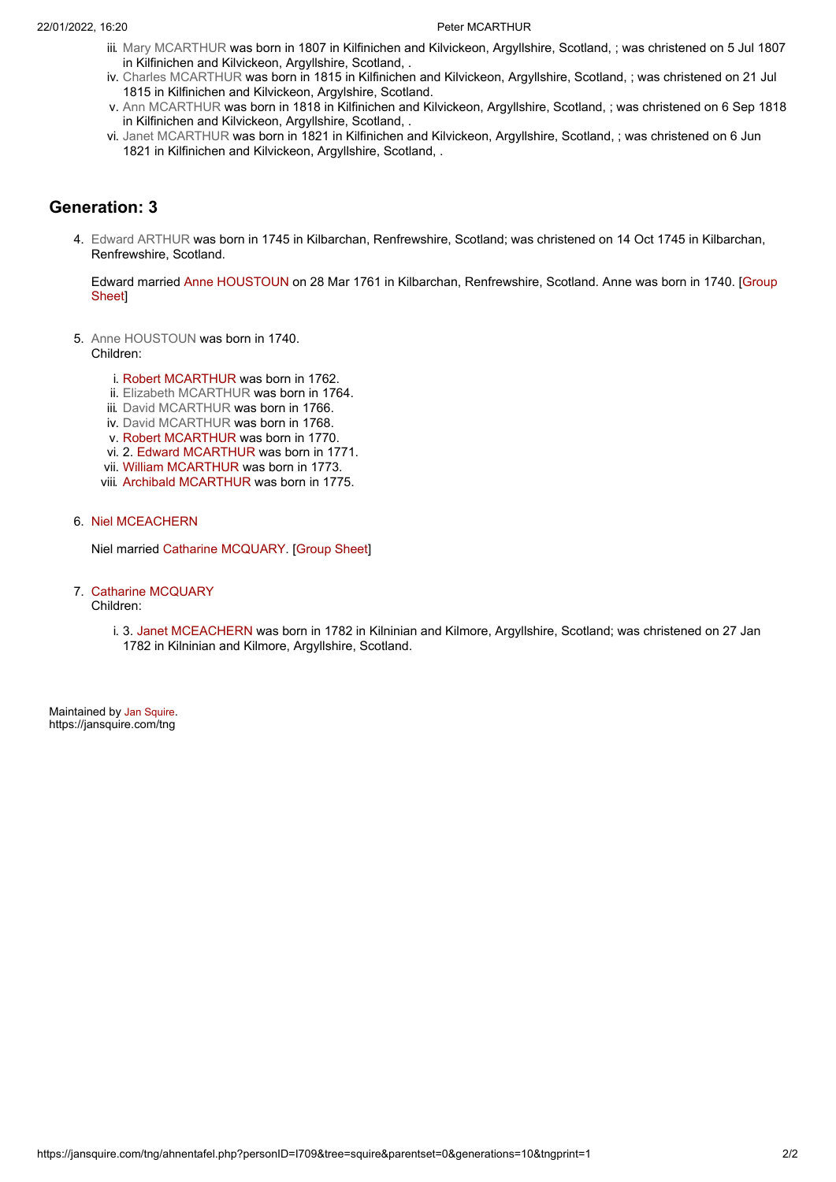iii. Mary MCARTHUR was born in 1807 in Kilfinichen and Kilvickeon, Argyllshire, Scotland, ; was christened on 5 Jul 1807 in Kilfinichen and Kilvickeon, Argyllshire, Scotland, .
iv. Charles MCARTHUR was born in 1815 in Kilfinichen and Kilvickeon, Argyllshire, Scotland, ; was christened on 21 Jul 1815 in Kilfinichen and Kilvickeon, Argylshire, Scotland.
v. Ann MCARTHUR was born in 1818 in Kilfinichen and Kilvickeon, Argyllshire, Scotland, ; was christened on 6 Sep 1818 in Kilfinichen and Kilvickeon, Argyllshire, Scotland, .
vi. Janet MCARTHUR was born in 1821 in Kilfinichen and Kilvickeon, Argyllshire, Scotland, ; was christened on 6 Jun 1821 in Kilfinichen and Kilvickeon, Argyllshire, Scotland, .

## Generation: 3

4. Edward ARTHUR was born in 1745 in Kilbarchan, Renfrewshire, Scotland; was christened on 14 Oct 1745 in Kilbarchan, Renfrewshire, Scotland.

   Edward married Anne HOUSTOUN on 28 Mar 1761 in Kilbarchan, Renfrewshire, Scotland. Anne was born in 1740. [Group Sheet]

5. Anne HOUSTOUN was born in 1740.
   Children:

   i. Robert MCARTHUR was born in 1762.
   ii. Elizabeth MCARTHUR was born in 1764.
   iii. David MCARTHUR was born in 1766.
   iv. David MCARTHUR was born in 1768.
   v. Robert MCARTHUR was born in 1770.
   vi. 2. Edward MCARTHUR was born in 1771.
   vii. William MCARTHUR was born in 1773.
   viii. Archibald MCARTHUR was born in 1775.

6. Niel MCEACHERN

   Niel married Catharine MCQUARY. [Group Sheet]

7. Catharine MCQUARY
   Children:

   i. 3. Janet MCEACHERN was born in 1782 in Kilninian and Kilmore, Argyllshire, Scotland; was christened on 27 Jan 1782 in Kilninian and Kilmore, Argyllshire, Scotland.

Maintained by Jan Squire.
https://jansquire.com/tng